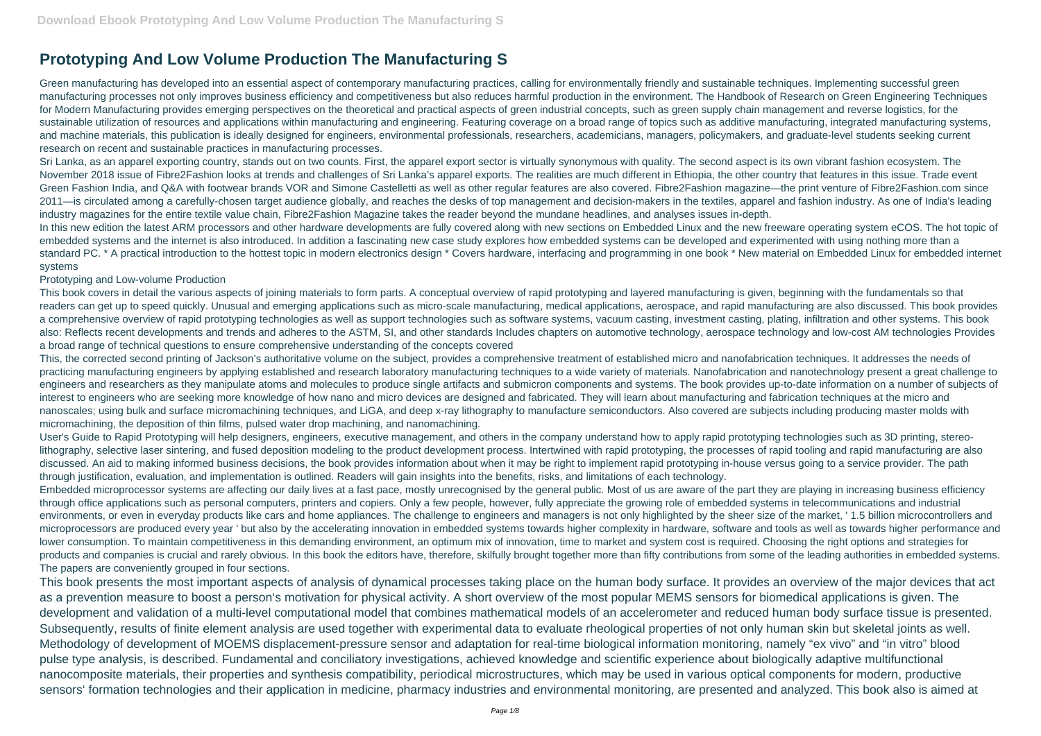# Prototyping And Low Volume Production The Manufacturing S

Green manufacturing has developed into an essential aspect of contemporary manufacturing practices, calling for environmentally friendly and sustainable techniques. Implementing successful green manufacturing processes not only improves business efficiency and competitiveness but also reduces harmful production in the environment. The Handbook of Research on Green Engineering Techniques for Modern Manufacturing provides emerging perspectives on the theoretical and practical aspects of green industrial concepts, such as green supply chain management and reverse logistics, for the sustainable utilization of resources and applications within manufacturing and engineering. Featuring coverage on a broad range of topics such as additive manufacturing, integrated manufacturing systems, and machine materials, this publication is ideally designed for engineers, environmental professionals, researchers, academicians, managers, policymakers, and graduate-level students seeking current research on recent and sustainable practices in manufacturing processes.

Sri Lanka, as an apparel exporting country, stands out on two counts. First, the apparel export sector is virtually synonymous with quality. The second aspect is its own vibrant fashion ecosystem. The November 2018 issue of Fibre2Fashion looks at trends and challenges of Sri Lanka's apparel exports. The realities are much different in Ethiopia, the other country that features in this issue. Trade event Green Fashion India, and Q&A with footwear brands VOR and Simone Castelletti as well as other regular features are also covered. Fibre2Fashion magazine—the print venture of Fibre2Fashion.com since 2011—is circulated among a carefully-chosen target audience globally, and reaches the desks of top management and decision-makers in the textiles, apparel and fashion industry. As one of India's leading industry magazines for the entire textile value chain, Fibre2Fashion Magazine takes the reader beyond the mundane headlines, and analyses issues in-depth.

In this new edition the latest ARM processors and other hardware developments are fully covered along with new sections on Embedded Linux and the new freeware operating system eCOS. The hot topic of embedded systems and the internet is also introduced. In addition a fascinating new case study explores how embedded systems can be developed and experimented with using nothing more than a standard PC. * A practical introduction to the hottest topic in modern electronics design * Covers hardware, interfacing and programming in one book * New material on Embedded Linux for embedded internet systems

Prototyping and Low-volume Production

This book covers in detail the various aspects of joining materials to form parts. A conceptual overview of rapid prototyping and layered manufacturing is given, beginning with the fundamentals so that readers can get up to speed quickly. Unusual and emerging applications such as micro-scale manufacturing, medical applications, aerospace, and rapid manufacturing are also discussed. This book provides a comprehensive overview of rapid prototyping technologies as well as support technologies such as software systems, vacuum casting, investment casting, plating, infiltration and other systems. This book also: Reflects recent developments and trends and adheres to the ASTM, SI, and other standards Includes chapters on automotive technology, aerospace technology and low-cost AM technologies Provides a broad range of technical questions to ensure comprehensive understanding of the concepts covered

This, the corrected second printing of Jackson's authoritative volume on the subject, provides a comprehensive treatment of established micro and nanofabrication techniques. It addresses the needs of practicing manufacturing engineers by applying established and research laboratory manufacturing techniques to a wide variety of materials. Nanofabrication and nanotechnology present a great challenge to engineers and researchers as they manipulate atoms and molecules to produce single artifacts and submicron components and systems. The book provides up-to-date information on a number of subjects of interest to engineers who are seeking more knowledge of how nano and micro devices are designed and fabricated. They will learn about manufacturing and fabrication techniques at the micro and nanoscales; using bulk and surface micromachining techniques, and LiGA, and deep x-ray lithography to manufacture semiconductors. Also covered are subjects including producing master molds with micromachining, the deposition of thin films, pulsed water drop machining, and nanomachining.

User's Guide to Rapid Prototyping will help designers, engineers, executive management, and others in the company understand how to apply rapid prototyping technologies such as 3D printing, stereolithography, selective laser sintering, and fused deposition modeling to the product development process. Intertwined with rapid prototyping, the processes of rapid tooling and rapid manufacturing are also discussed. An aid to making informed business decisions, the book provides information about when it may be right to implement rapid prototyping in-house versus going to a service provider. The path through justification, evaluation, and implementation is outlined. Readers will gain insights into the benefits, risks, and limitations of each technology.

Embedded microprocessor systems are affecting our daily lives at a fast pace, mostly unrecognised by the general public. Most of us are aware of the part they are playing in increasing business efficiency through office applications such as personal computers, printers and copiers. Only a few people, however, fully appreciate the growing role of embedded systems in telecommunications and industrial environments, or even in everyday products like cars and home appliances. The challenge to engineers and managers is not only highlighted by the sheer size of the market, ' 1.5 billion microcontrollers and microprocessors are produced every year ' but also by the accelerating innovation in embedded systems towards higher complexity in hardware, software and tools as well as towards higher performance and lower consumption. To maintain competitiveness in this demanding environment, an optimum mix of innovation, time to market and system cost is required. Choosing the right options and strategies for products and companies is crucial and rarely obvious. In this book the editors have, therefore, skilfully brought together more than fifty contributions from some of the leading authorities in embedded systems. The papers are conveniently grouped in four sections.

This book presents the most important aspects of analysis of dynamical processes taking place on the human body surface. It provides an overview of the major devices that act as a prevention measure to boost a person's motivation for physical activity. A short overview of the most popular MEMS sensors for biomedical applications is given. The development and validation of a multi-level computational model that combines mathematical models of an accelerometer and reduced human body surface tissue is presented. Subsequently, results of finite element analysis are used together with experimental data to evaluate rheological properties of not only human skin but skeletal joints as well. Methodology of development of MOEMS displacement-pressure sensor and adaptation for real-time biological information monitoring, namely "ex vivo" and "in vitro" blood pulse type analysis, is described. Fundamental and conciliatory investigations, achieved knowledge and scientific experience about biologically adaptive multifunctional nanocomposite materials, their properties and synthesis compatibility, periodical microstructures, which may be used in various optical components for modern, productive sensors' formation technologies and their application in medicine, pharmacy industries and environmental monitoring, are presented and analyzed. This book also is aimed at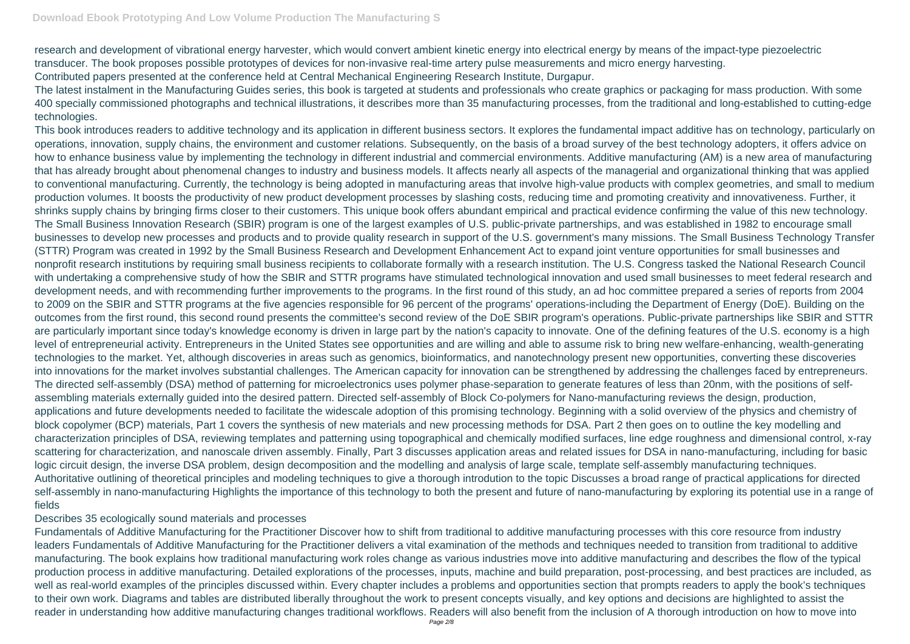research and development of vibrational energy harvester, which would convert ambient kinetic energy into electrical energy by means of the impact-type piezoelectric transducer. The book proposes possible prototypes of devices for non-invasive real-time artery pulse measurements and micro energy harvesting.

Contributed papers presented at the conference held at Central Mechanical Engineering Research Institute, Durgapur.

The latest instalment in the Manufacturing Guides series, this book is targeted at students and professionals who create graphics or packaging for mass production. With some 400 specially commissioned photographs and technical illustrations, it describes more than 35 manufacturing processes, from the traditional and long-established to cutting-edge technologies.

This book introduces readers to additive technology and its application in different business sectors. It explores the fundamental impact additive has on technology, particularly on operations, innovation, supply chains, the environment and customer relations. Subsequently, on the basis of a broad survey of the best technology adopters, it offers advice on how to enhance business value by implementing the technology in different industrial and commercial environments. Additive manufacturing (AM) is a new area of manufacturing that has already brought about phenomenal changes to industry and business models. It affects nearly all aspects of the managerial and organizational thinking that was applied to conventional manufacturing. Currently, the technology is being adopted in manufacturing areas that involve high-value products with complex geometries, and small to medium production volumes. It boosts the productivity of new product development processes by slashing costs, reducing time and promoting creativity and innovativeness. Further, it shrinks supply chains by bringing firms closer to their customers. This unique book offers abundant empirical and practical evidence confirming the value of this new technology.

The Small Business Innovation Research (SBIR) program is one of the largest examples of U.S. public-private partnerships, and was established in 1982 to encourage small businesses to develop new processes and products and to provide quality research in support of the U.S. government's many missions. The Small Business Technology Transfer (STTR) Program was created in 1992 by the Small Business Research and Development Enhancement Act to expand joint venture opportunities for small businesses and nonprofit research institutions by requiring small business recipients to collaborate formally with a research institution. The U.S. Congress tasked the National Research Council with undertaking a comprehensive study of how the SBIR and STTR programs have stimulated technological innovation and used small businesses to meet federal research and development needs, and with recommending further improvements to the programs. In the first round of this study, an ad hoc committee prepared a series of reports from 2004 to 2009 on the SBIR and STTR programs at the five agencies responsible for 96 percent of the programs' operations-including the Department of Energy (DoE). Building on the outcomes from the first round, this second round presents the committee's second review of the DoE SBIR program's operations. Public-private partnerships like SBIR and STTR are particularly important since today's knowledge economy is driven in large part by the nation's capacity to innovate. One of the defining features of the U.S. economy is a high level of entrepreneurial activity. Entrepreneurs in the United States see opportunities and are willing and able to assume risk to bring new welfare-enhancing, wealth-generating technologies to the market. Yet, although discoveries in areas such as genomics, bioinformatics, and nanotechnology present new opportunities, converting these discoveries into innovations for the market involves substantial challenges. The American capacity for innovation can be strengthened by addressing the challenges faced by entrepreneurs.

The directed self-assembly (DSA) method of patterning for microelectronics uses polymer phase-separation to generate features of less than 20nm, with the positions of self-assembling materials externally guided into the desired pattern. Directed self-assembly of Block Co-polymers for Nano-manufacturing reviews the design, production, applications and future developments needed to facilitate the widescale adoption of this promising technology. Beginning with a solid overview of the physics and chemistry of block copolymer (BCP) materials, Part 1 covers the synthesis of new materials and new processing methods for DSA. Part 2 then goes on to outline the key modelling and characterization principles of DSA, reviewing templates and patterning using topographical and chemically modified surfaces, line edge roughness and dimensional control, x-ray scattering for characterization, and nanoscale driven assembly. Finally, Part 3 discusses application areas and related issues for DSA in nano-manufacturing, including for basic logic circuit design, the inverse DSA problem, design decomposition and the modelling and analysis of large scale, template self-assembly manufacturing techniques. Authoritative outlining of theoretical principles and modeling techniques to give a thorough introdution to the topic Discusses a broad range of practical applications for directed self-assembly in nano-manufacturing Highlights the importance of this technology to both the present and future of nano-manufacturing by exploring its potential use in a range of fields

Describes 35 ecologically sound materials and processes

Fundamentals of Additive Manufacturing for the Practitioner Discover how to shift from traditional to additive manufacturing processes with this core resource from industry leaders Fundamentals of Additive Manufacturing for the Practitioner delivers a vital examination of the methods and techniques needed to transition from traditional to additive manufacturing. The book explains how traditional manufacturing work roles change as various industries move into additive manufacturing and describes the flow of the typical production process in additive manufacturing. Detailed explorations of the processes, inputs, machine and build preparation, post-processing, and best practices are included, as well as real-world examples of the principles discussed within. Every chapter includes a problems and opportunities section that prompts readers to apply the book's techniques to their own work. Diagrams and tables are distributed liberally throughout the work to present concepts visually, and key options and decisions are highlighted to assist the reader in understanding how additive manufacturing changes traditional workflows. Readers will also benefit from the inclusion of A thorough introduction on how to move into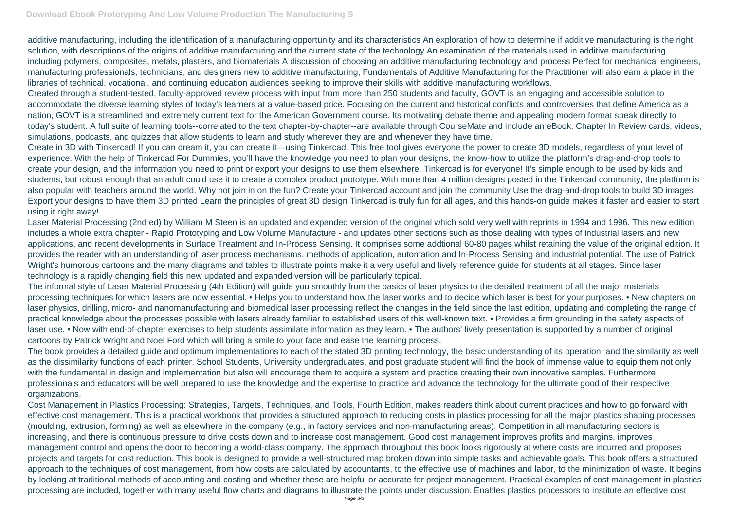additive manufacturing, including the identification of a manufacturing opportunity and its characteristics An exploration of how to determine if additive manufacturing is the right solution, with descriptions of the origins of additive manufacturing and the current state of the technology An examination of the materials used in additive manufacturing, including polymers, composites, metals, plasters, and biomaterials A discussion of choosing an additive manufacturing technology and process Perfect for mechanical engineers, manufacturing professionals, technicians, and designers new to additive manufacturing, Fundamentals of Additive Manufacturing for the Practitioner will also earn a place in the libraries of technical, vocational, and continuing education audiences seeking to improve their skills with additive manufacturing workflows.

Created through a student-tested, faculty-approved review process with input from more than 250 students and faculty, GOVT is an engaging and accessible solution to accommodate the diverse learning styles of today's learners at a value-based price. Focusing on the current and historical conflicts and controversies that define America as a nation, GOVT is a streamlined and extremely current text for the American Government course. Its motivating debate theme and appealing modern format speak directly to today's student. A full suite of learning tools--correlated to the text chapter-by-chapter--are available through CourseMate and include an eBook, Chapter In Review cards, videos, simulations, podcasts, and quizzes that allow students to learn and study wherever they are and whenever they have time.

Create in 3D with Tinkercad! If you can dream it, you can create it—using Tinkercad. This free tool gives everyone the power to create 3D models, regardless of your level of experience. With the help of Tinkercad For Dummies, you'll have the knowledge you need to plan your designs, the know-how to utilize the platform's drag-and-drop tools to create your design, and the information you need to print or export your designs to use them elsewhere. Tinkercad is for everyone! It's simple enough to be used by kids and students, but robust enough that an adult could use it to create a complex product prototype. With more than 4 million designs posted in the Tinkercad community, the platform is also popular with teachers around the world. Why not join in on the fun? Create your Tinkercad account and join the community Use the drag-and-drop tools to build 3D images Export your designs to have them 3D printed Learn the principles of great 3D design Tinkercad is truly fun for all ages, and this hands-on guide makes it faster and easier to start using it right away!

Laser Material Processing (2nd ed) by William M Steen is an updated and expanded version of the original which sold very well with reprints in 1994 and 1996. This new edition includes a whole extra chapter - Rapid Prototyping and Low Volume Manufacture - and updates other sections such as those dealing with types of industrial lasers and new applications, and recent developments in Surface Treatment and In-Process Sensing. It comprises some addtional 60-80 pages whilst retaining the value of the original edition. It provides the reader with an understanding of laser process mechanisms, methods of application, automation and In-Process Sensing and industrial potential. The use of Patrick Wright's humorous cartoons and the many diagrams and tables to illustrate points make it a very useful and lively reference guide for students at all stages. Since laser technology is a rapidly changing field this new updated and expanded version will be particularly topical.

The informal style of Laser Material Processing (4th Edition) will guide you smoothly from the basics of laser physics to the detailed treatment of all the major materials processing techniques for which lasers are now essential. • Helps you to understand how the laser works and to decide which laser is best for your purposes. • New chapters on laser physics, drilling, micro- and nanomanufacturing and biomedical laser processing reflect the changes in the field since the last edition, updating and completing the range of practical knowledge about the processes possible with lasers already familiar to established users of this well-known text. • Provides a firm grounding in the safety aspects of laser use. • Now with end-of-chapter exercises to help students assimilate information as they learn. • The authors' lively presentation is supported by a number of original cartoons by Patrick Wright and Noel Ford which will bring a smile to your face and ease the learning process.

The book provides a detailed guide and optimum implementations to each of the stated 3D printing technology, the basic understanding of its operation, and the similarity as well as the dissimilarity functions of each printer. School Students, University undergraduates, and post graduate student will find the book of immense value to equip them not only with the fundamental in design and implementation but also will encourage them to acquire a system and practice creating their own innovative samples. Furthermore, professionals and educators will be well prepared to use the knowledge and the expertise to practice and advance the technology for the ultimate good of their respective organizations.

Cost Management in Plastics Processing: Strategies, Targets, Techniques, and Tools, Fourth Edition, makes readers think about current practices and how to go forward with effective cost management. This is a practical workbook that provides a structured approach to reducing costs in plastics processing for all the major plastics shaping processes (moulding, extrusion, forming) as well as elsewhere in the company (e.g., in factory services and non-manufacturing areas). Competition in all manufacturing sectors is increasing, and there is continuous pressure to drive costs down and to increase cost management. Good cost management improves profits and margins, improves management control and opens the door to becoming a world-class company. The approach throughout this book looks rigorously at where costs are incurred and proposes projects and targets for cost reduction. This book is designed to provide a well-structured map broken down into simple tasks and achievable goals. This book offers a structured approach to the techniques of cost management, from how costs are calculated by accountants, to the effective use of machines and labor, to the minimization of waste. It begins by looking at traditional methods of accounting and costing and whether these are helpful or accurate for project management. Practical examples of cost management in plastics processing are included, together with many useful flow charts and diagrams to illustrate the points under discussion. Enables plastics processors to institute an effective cost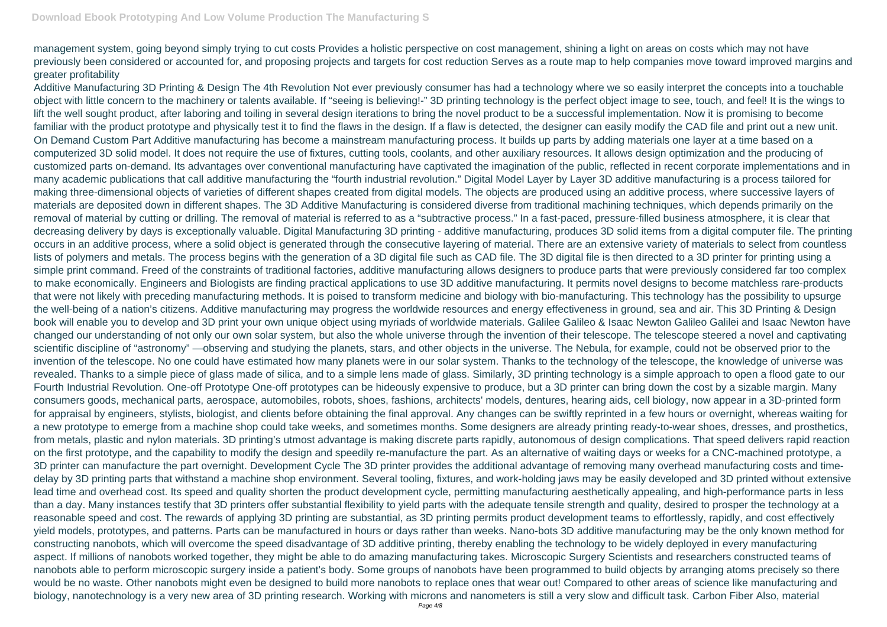management system, going beyond simply trying to cut costs Provides a holistic perspective on cost management, shining a light on areas on costs which may not have previously been considered or accounted for, and proposing projects and targets for cost reduction Serves as a route map to help companies move toward improved margins and greater profitability

Additive Manufacturing 3D Printing & Design The 4th Revolution Not ever previously consumer has had a technology where we so easily interpret the concepts into a touchable object with little concern to the machinery or talents available. If "seeing is believing!-" 3D printing technology is the perfect object image to see, touch, and feel! It is the wings to lift the well sought product, after laboring and toiling in several design iterations to bring the novel product to be a successful implementation. Now it is promising to become familiar with the product prototype and physically test it to find the flaws in the design. If a flaw is detected, the designer can easily modify the CAD file and print out a new unit. On Demand Custom Part Additive manufacturing has become a mainstream manufacturing process. It builds up parts by adding materials one layer at a time based on a computerized 3D solid model. It does not require the use of fixtures, cutting tools, coolants, and other auxiliary resources. It allows design optimization and the producing of customized parts on-demand. Its advantages over conventional manufacturing have captivated the imagination of the public, reflected in recent corporate implementations and in many academic publications that call additive manufacturing the "fourth industrial revolution." Digital Model Layer by Layer 3D additive manufacturing is a process tailored for making three-dimensional objects of varieties of different shapes created from digital models. The objects are produced using an additive process, where successive layers of materials are deposited down in different shapes. The 3D Additive Manufacturing is considered diverse from traditional machining techniques, which depends primarily on the removal of material by cutting or drilling. The removal of material is referred to as a "subtractive process." In a fast-paced, pressure-filled business atmosphere, it is clear that decreasing delivery by days is exceptionally valuable. Digital Manufacturing 3D printing - additive manufacturing, produces 3D solid items from a digital computer file. The printing occurs in an additive process, where a solid object is generated through the consecutive layering of material. There are an extensive variety of materials to select from countless lists of polymers and metals. The process begins with the generation of a 3D digital file such as CAD file. The 3D digital file is then directed to a 3D printer for printing using a simple print command. Freed of the constraints of traditional factories, additive manufacturing allows designers to produce parts that were previously considered far too complex to make economically. Engineers and Biologists are finding practical applications to use 3D additive manufacturing. It permits novel designs to become matchless rare-products that were not likely with preceding manufacturing methods. It is poised to transform medicine and biology with bio-manufacturing. This technology has the possibility to upsurge the well-being of a nation's citizens. Additive manufacturing may progress the worldwide resources and energy effectiveness in ground, sea and air. This 3D Printing & Design book will enable you to develop and 3D print your own unique object using myriads of worldwide materials. Galilee Galileo & Isaac Newton Galileo Galilei and Isaac Newton have changed our understanding of not only our own solar system, but also the whole universe through the invention of their telescope. The telescope steered a novel and captivating scientific discipline of "astronomy" —observing and studying the planets, stars, and other objects in the universe. The Nebula, for example, could not be observed prior to the invention of the telescope. No one could have estimated how many planets were in our solar system. Thanks to the technology of the telescope, the knowledge of universe was revealed. Thanks to a simple piece of glass made of silica, and to a simple lens made of glass. Similarly, 3D printing technology is a simple approach to open a flood gate to our Fourth Industrial Revolution. One-off Prototype One-off prototypes can be hideously expensive to produce, but a 3D printer can bring down the cost by a sizable margin. Many consumers goods, mechanical parts, aerospace, automobiles, robots, shoes, fashions, architects' models, dentures, hearing aids, cell biology, now appear in a 3D-printed form for appraisal by engineers, stylists, biologist, and clients before obtaining the final approval. Any changes can be swiftly reprinted in a few hours or overnight, whereas waiting for a new prototype to emerge from a machine shop could take weeks, and sometimes months. Some designers are already printing ready-to-wear shoes, dresses, and prosthetics, from metals, plastic and nylon materials. 3D printing's utmost advantage is making discrete parts rapidly, autonomous of design complications. That speed delivers rapid reaction on the first prototype, and the capability to modify the design and speedily re-manufacture the part. As an alternative of waiting days or weeks for a CNC-machined prototype, a 3D printer can manufacture the part overnight. Development Cycle The 3D printer provides the additional advantage of removing many overhead manufacturing costs and time-delay by 3D printing parts that withstand a machine shop environment. Several tooling, fixtures, and work-holding jaws may be easily developed and 3D printed without extensive lead time and overhead cost. Its speed and quality shorten the product development cycle, permitting manufacturing aesthetically appealing, and high-performance parts in less than a day. Many instances testify that 3D printers offer substantial flexibility to yield parts with the adequate tensile strength and quality, desired to prosper the technology at a reasonable speed and cost. The rewards of applying 3D printing are substantial, as 3D printing permits product development teams to effortlessly, rapidly, and cost effectively yield models, prototypes, and patterns. Parts can be manufactured in hours or days rather than weeks. Nano-bots 3D additive manufacturing may be the only known method for constructing nanobots, which will overcome the speed disadvantage of 3D additive printing, thereby enabling the technology to be widely deployed in every manufacturing aspect. If millions of nanobots worked together, they might be able to do amazing manufacturing takes. Microscopic Surgery Scientists and researchers constructed teams of nanobots able to perform microscopic surgery inside a patient's body. Some groups of nanobots have been programmed to build objects by arranging atoms precisely so there would be no waste. Other nanobots might even be designed to build more nanobots to replace ones that wear out! Compared to other areas of science like manufacturing and biology, nanotechnology is a very new area of 3D printing research. Working with microns and nanometers is still a very slow and difficult task. Carbon Fiber Also, material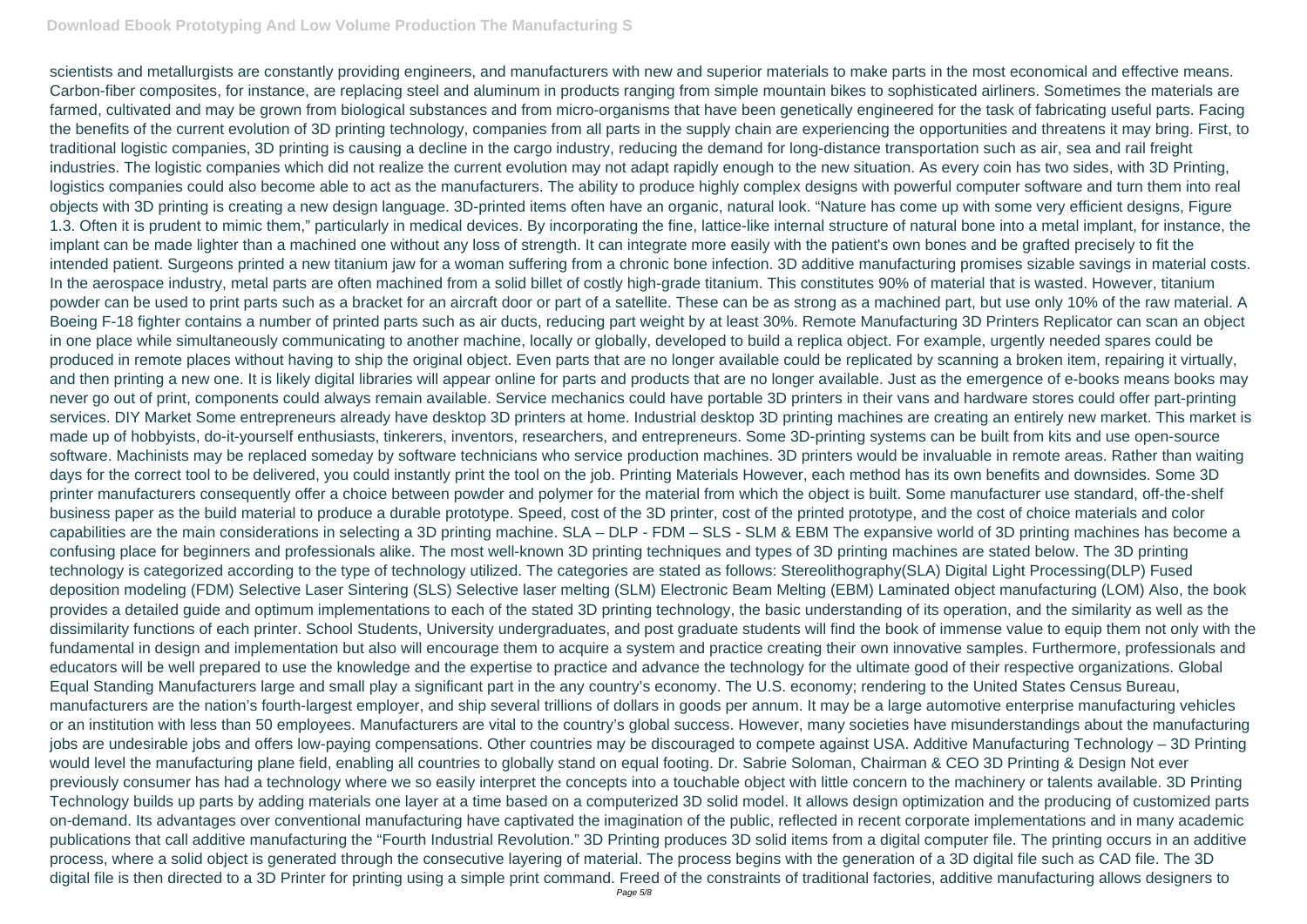scientists and metallurgists are constantly providing engineers, and manufacturers with new and superior materials to make parts in the most economical and effective means. Carbon-fiber composites, for instance, are replacing steel and aluminum in products ranging from simple mountain bikes to sophisticated airliners. Sometimes the materials are farmed, cultivated and may be grown from biological substances and from micro-organisms that have been genetically engineered for the task of fabricating useful parts. Facing the benefits of the current evolution of 3D printing technology, companies from all parts in the supply chain are experiencing the opportunities and threatens it may bring. First, to traditional logistic companies, 3D printing is causing a decline in the cargo industry, reducing the demand for long-distance transportation such as air, sea and rail freight industries. The logistic companies which did not realize the current evolution may not adapt rapidly enough to the new situation. As every coin has two sides, with 3D Printing, logistics companies could also become able to act as the manufacturers. The ability to produce highly complex designs with powerful computer software and turn them into real objects with 3D printing is creating a new design language. 3D-printed items often have an organic, natural look. "Nature has come up with some very efficient designs, Figure 1.3. Often it is prudent to mimic them," particularly in medical devices. By incorporating the fine, lattice-like internal structure of natural bone into a metal implant, for instance, the implant can be made lighter than a machined one without any loss of strength. It can integrate more easily with the patient's own bones and be grafted precisely to fit the intended patient. Surgeons printed a new titanium jaw for a woman suffering from a chronic bone infection. 3D additive manufacturing promises sizable savings in material costs. In the aerospace industry, metal parts are often machined from a solid billet of costly high-grade titanium. This constitutes 90% of material that is wasted. However, titanium powder can be used to print parts such as a bracket for an aircraft door or part of a satellite. These can be as strong as a machined part, but use only 10% of the raw material. A Boeing F-18 fighter contains a number of printed parts such as air ducts, reducing part weight by at least 30%. Remote Manufacturing 3D Printers Replicator can scan an object in one place while simultaneously communicating to another machine, locally or globally, developed to build a replica object. For example, urgently needed spares could be produced in remote places without having to ship the original object. Even parts that are no longer available could be replicated by scanning a broken item, repairing it virtually, and then printing a new one. It is likely digital libraries will appear online for parts and products that are no longer available. Just as the emergence of e-books means books may never go out of print, components could always remain available. Service mechanics could have portable 3D printers in their vans and hardware stores could offer part-printing services. DIY Market Some entrepreneurs already have desktop 3D printers at home. Industrial desktop 3D printing machines are creating an entirely new market. This market is made up of hobbyists, do-it-yourself enthusiasts, tinkerers, inventors, researchers, and entrepreneurs. Some 3D-printing systems can be built from kits and use open-source software. Machinists may be replaced someday by software technicians who service production machines. 3D printers would be invaluable in remote areas. Rather than waiting days for the correct tool to be delivered, you could instantly print the tool on the job. Printing Materials However, each method has its own benefits and downsides. Some 3D printer manufacturers consequently offer a choice between powder and polymer for the material from which the object is built. Some manufacturer use standard, off-the-shelf business paper as the build material to produce a durable prototype. Speed, cost of the 3D printer, cost of the printed prototype, and the cost of choice materials and color capabilities are the main considerations in selecting a 3D printing machine. SLA – DLP - FDM – SLS - SLM & EBM The expansive world of 3D printing machines has become a confusing place for beginners and professionals alike. The most well-known 3D printing techniques and types of 3D printing machines are stated below. The 3D printing technology is categorized according to the type of technology utilized. The categories are stated as follows: Stereolithography(SLA) Digital Light Processing(DLP) Fused deposition modeling (FDM) Selective Laser Sintering (SLS) Selective laser melting (SLM) Electronic Beam Melting (EBM) Laminated object manufacturing (LOM) Also, the book provides a detailed guide and optimum implementations to each of the stated 3D printing technology, the basic understanding of its operation, and the similarity as well as the dissimilarity functions of each printer. School Students, University undergraduates, and post graduate students will find the book of immense value to equip them not only with the fundamental in design and implementation but also will encourage them to acquire a system and practice creating their own innovative samples. Furthermore, professionals and educators will be well prepared to use the knowledge and the expertise to practice and advance the technology for the ultimate good of their respective organizations. Global Equal Standing Manufacturers large and small play a significant part in the any country's economy. The U.S. economy; rendering to the United States Census Bureau, manufacturers are the nation's fourth-largest employer, and ship several trillions of dollars in goods per annum. It may be a large automotive enterprise manufacturing vehicles or an institution with less than 50 employees. Manufacturers are vital to the country's global success. However, many societies have misunderstandings about the manufacturing jobs are undesirable jobs and offers low-paying compensations. Other countries may be discouraged to compete against USA. Additive Manufacturing Technology – 3D Printing would level the manufacturing plane field, enabling all countries to globally stand on equal footing. Dr. Sabrie Soloman, Chairman & CEO 3D Printing & Design Not ever previously consumer has had a technology where we so easily interpret the concepts into a touchable object with little concern to the machinery or talents available. 3D Printing Technology builds up parts by adding materials one layer at a time based on a computerized 3D solid model. It allows design optimization and the producing of customized parts on-demand. Its advantages over conventional manufacturing have captivated the imagination of the public, reflected in recent corporate implementations and in many academic publications that call additive manufacturing the "Fourth Industrial Revolution." 3D Printing produces 3D solid items from a digital computer file. The printing occurs in an additive process, where a solid object is generated through the consecutive layering of material. The process begins with the generation of a 3D digital file such as CAD file. The 3D digital file is then directed to a 3D Printer for printing using a simple print command. Freed of the constraints of traditional factories, additive manufacturing allows designers to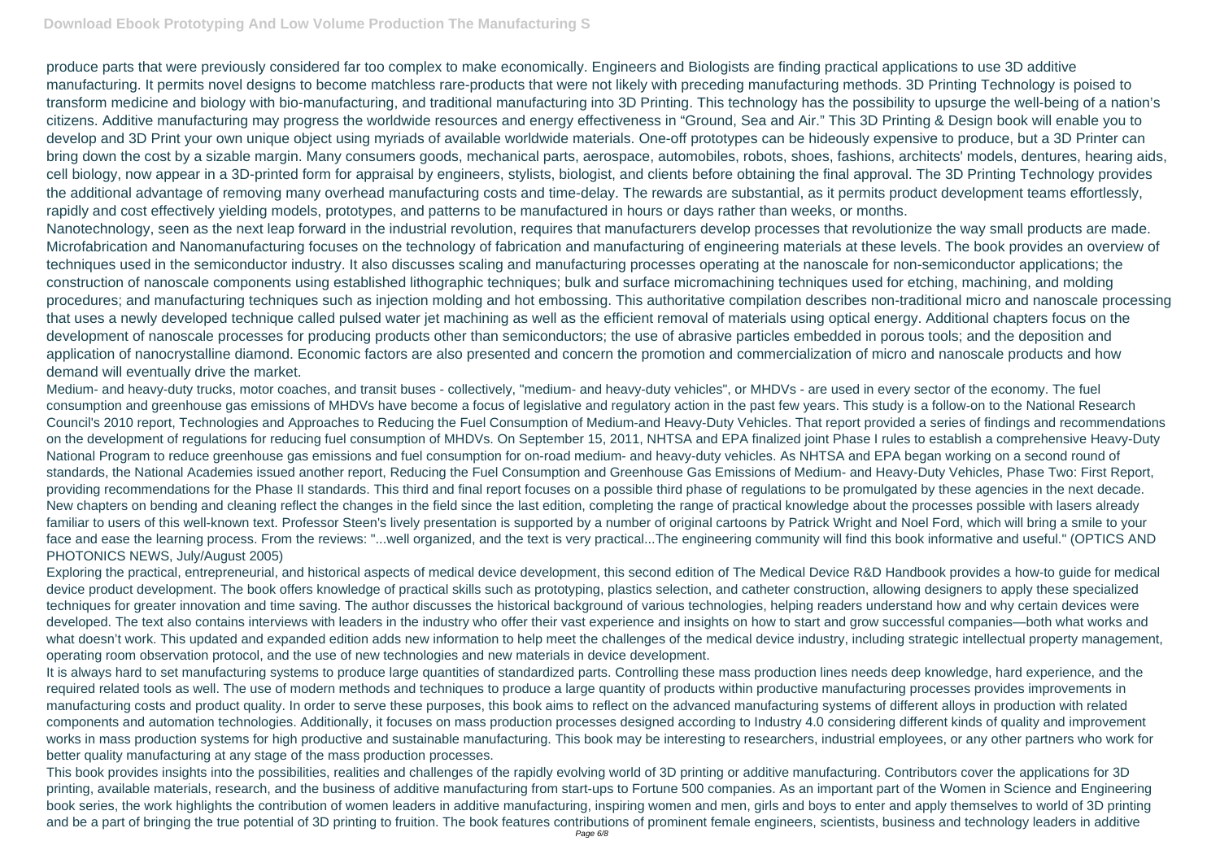produce parts that were previously considered far too complex to make economically. Engineers and Biologists are finding practical applications to use 3D additive manufacturing. It permits novel designs to become matchless rare-products that were not likely with preceding manufacturing methods. 3D Printing Technology is poised to transform medicine and biology with bio-manufacturing, and traditional manufacturing into 3D Printing. This technology has the possibility to upsurge the well-being of a nation's citizens. Additive manufacturing may progress the worldwide resources and energy effectiveness in "Ground, Sea and Air." This 3D Printing & Design book will enable you to develop and 3D Print your own unique object using myriads of available worldwide materials. One-off prototypes can be hideously expensive to produce, but a 3D Printer can bring down the cost by a sizable margin. Many consumers goods, mechanical parts, aerospace, automobiles, robots, shoes, fashions, architects' models, dentures, hearing aids, cell biology, now appear in a 3D-printed form for appraisal by engineers, stylists, biologist, and clients before obtaining the final approval. The 3D Printing Technology provides the additional advantage of removing many overhead manufacturing costs and time-delay. The rewards are substantial, as it permits product development teams effortlessly, rapidly and cost effectively yielding models, prototypes, and patterns to be manufactured in hours or days rather than weeks, or months.

Nanotechnology, seen as the next leap forward in the industrial revolution, requires that manufacturers develop processes that revolutionize the way small products are made. Microfabrication and Nanomanufacturing focuses on the technology of fabrication and manufacturing of engineering materials at these levels. The book provides an overview of techniques used in the semiconductor industry. It also discusses scaling and manufacturing processes operating at the nanoscale for non-semiconductor applications; the construction of nanoscale components using established lithographic techniques; bulk and surface micromachining techniques used for etching, machining, and molding procedures; and manufacturing techniques such as injection molding and hot embossing. This authoritative compilation describes non-traditional micro and nanoscale processing that uses a newly developed technique called pulsed water jet machining as well as the efficient removal of materials using optical energy. Additional chapters focus on the development of nanoscale processes for producing products other than semiconductors; the use of abrasive particles embedded in porous tools; and the deposition and application of nanocrystalline diamond. Economic factors are also presented and concern the promotion and commercialization of micro and nanoscale products and how demand will eventually drive the market.

Medium- and heavy-duty trucks, motor coaches, and transit buses - collectively, "medium- and heavy-duty vehicles", or MHDVs - are used in every sector of the economy. The fuel consumption and greenhouse gas emissions of MHDVs have become a focus of legislative and regulatory action in the past few years. This study is a follow-on to the National Research Council's 2010 report, Technologies and Approaches to Reducing the Fuel Consumption of Medium-and Heavy-Duty Vehicles. That report provided a series of findings and recommendations on the development of regulations for reducing fuel consumption of MHDVs. On September 15, 2011, NHTSA and EPA finalized joint Phase I rules to establish a comprehensive Heavy-Duty National Program to reduce greenhouse gas emissions and fuel consumption for on-road medium- and heavy-duty vehicles. As NHTSA and EPA began working on a second round of standards, the National Academies issued another report, Reducing the Fuel Consumption and Greenhouse Gas Emissions of Medium- and Heavy-Duty Vehicles, Phase Two: First Report, providing recommendations for the Phase II standards. This third and final report focuses on a possible third phase of regulations to be promulgated by these agencies in the next decade.

New chapters on bending and cleaning reflect the changes in the field since the last edition, completing the range of practical knowledge about the processes possible with lasers already familiar to users of this well-known text. Professor Steen's lively presentation is supported by a number of original cartoons by Patrick Wright and Noel Ford, which will bring a smile to your face and ease the learning process. From the reviews: "...well organized, and the text is very practical...The engineering community will find this book informative and useful." (OPTICS AND PHOTONICS NEWS, July/August 2005)

Exploring the practical, entrepreneurial, and historical aspects of medical device development, this second edition of The Medical Device R&D Handbook provides a how-to guide for medical device product development. The book offers knowledge of practical skills such as prototyping, plastics selection, and catheter construction, allowing designers to apply these specialized techniques for greater innovation and time saving. The author discusses the historical background of various technologies, helping readers understand how and why certain devices were developed. The text also contains interviews with leaders in the industry who offer their vast experience and insights on how to start and grow successful companies—both what works and what doesn't work. This updated and expanded edition adds new information to help meet the challenges of the medical device industry, including strategic intellectual property management, operating room observation protocol, and the use of new technologies and new materials in device development.

It is always hard to set manufacturing systems to produce large quantities of standardized parts. Controlling these mass production lines needs deep knowledge, hard experience, and the required related tools as well. The use of modern methods and techniques to produce a large quantity of products within productive manufacturing processes provides improvements in manufacturing costs and product quality. In order to serve these purposes, this book aims to reflect on the advanced manufacturing systems of different alloys in production with related components and automation technologies. Additionally, it focuses on mass production processes designed according to Industry 4.0 considering different kinds of quality and improvement works in mass production systems for high productive and sustainable manufacturing. This book may be interesting to researchers, industrial employees, or any other partners who work for better quality manufacturing at any stage of the mass production processes.

This book provides insights into the possibilities, realities and challenges of the rapidly evolving world of 3D printing or additive manufacturing. Contributors cover the applications for 3D printing, available materials, research, and the business of additive manufacturing from start-ups to Fortune 500 companies. As an important part of the Women in Science and Engineering book series, the work highlights the contribution of women leaders in additive manufacturing, inspiring women and men, girls and boys to enter and apply themselves to world of 3D printing and be a part of bringing the true potential of 3D printing to fruition. The book features contributions of prominent female engineers, scientists, business and technology leaders in additive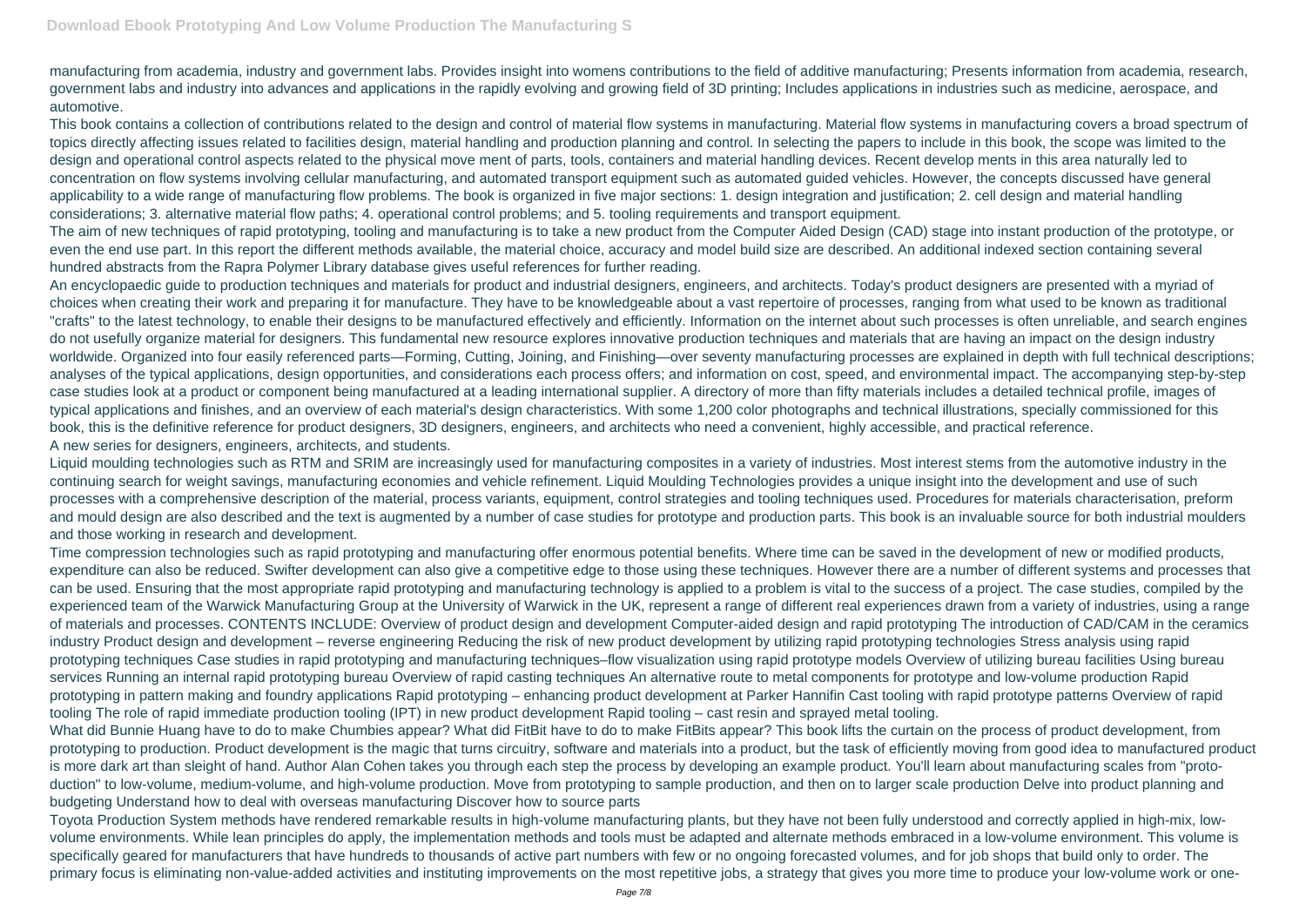manufacturing from academia, industry and government labs. Provides insight into womens contributions to the field of additive manufacturing; Presents information from academia, research, government labs and industry into advances and applications in the rapidly evolving and growing field of 3D printing; Includes applications in industries such as medicine, aerospace, and automotive.

This book contains a collection of contributions related to the design and control of material flow systems in manufacturing. Material flow systems in manufacturing covers a broad spectrum of topics directly affecting issues related to facilities design, material handling and production planning and control. In selecting the papers to include in this book, the scope was limited to the design and operational control aspects related to the physical move ment of parts, tools, containers and material handling devices. Recent develop ments in this area naturally led to concentration on flow systems involving cellular manufacturing, and automated transport equipment such as automated guided vehicles. However, the concepts discussed have general applicability to a wide range of manufacturing flow problems. The book is organized in five major sections: 1. design integration and justification; 2. cell design and material handling considerations; 3. alternative material flow paths; 4. operational control problems; and 5. tooling requirements and transport equipment.

The aim of new techniques of rapid prototyping, tooling and manufacturing is to take a new product from the Computer Aided Design (CAD) stage into instant production of the prototype, or even the end use part. In this report the different methods available, the material choice, accuracy and model build size are described. An additional indexed section containing several hundred abstracts from the Rapra Polymer Library database gives useful references for further reading.

An encyclopaedic guide to production techniques and materials for product and industrial designers, engineers, and architects. Today's product designers are presented with a myriad of choices when creating their work and preparing it for manufacture. They have to be knowledgeable about a vast repertoire of processes, ranging from what used to be known as traditional "crafts" to the latest technology, to enable their designs to be manufactured effectively and efficiently. Information on the internet about such processes is often unreliable, and search engines do not usefully organize material for designers. This fundamental new resource explores innovative production techniques and materials that are having an impact on the design industry worldwide. Organized into four easily referenced parts—Forming, Cutting, Joining, and Finishing—over seventy manufacturing processes are explained in depth with full technical descriptions; analyses of the typical applications, design opportunities, and considerations each process offers; and information on cost, speed, and environmental impact. The accompanying step-by-step case studies look at a product or component being manufactured at a leading international supplier. A directory of more than fifty materials includes a detailed technical profile, images of typical applications and finishes, and an overview of each material's design characteristics. With some 1,200 color photographs and technical illustrations, specially commissioned for this book, this is the definitive reference for product designers, 3D designers, engineers, and architects who need a convenient, highly accessible, and practical reference.

A new series for designers, engineers, architects, and students.

Liquid moulding technologies such as RTM and SRIM are increasingly used for manufacturing composites in a variety of industries. Most interest stems from the automotive industry in the continuing search for weight savings, manufacturing economies and vehicle refinement. Liquid Moulding Technologies provides a unique insight into the development and use of such processes with a comprehensive description of the material, process variants, equipment, control strategies and tooling techniques used. Procedures for materials characterisation, preform and mould design are also described and the text is augmented by a number of case studies for prototype and production parts. This book is an invaluable source for both industrial moulders and those working in research and development.

Time compression technologies such as rapid prototyping and manufacturing offer enormous potential benefits. Where time can be saved in the development of new or modified products, expenditure can also be reduced. Swifter development can also give a competitive edge to those using these techniques. However there are a number of different systems and processes that can be used. Ensuring that the most appropriate rapid prototyping and manufacturing technology is applied to a problem is vital to the success of a project. The case studies, compiled by the experienced team of the Warwick Manufacturing Group at the University of Warwick in the UK, represent a range of different real experiences drawn from a variety of industries, using a range of materials and processes. CONTENTS INCLUDE: Overview of product design and development Computer-aided design and rapid prototyping The introduction of CAD/CAM in the ceramics industry Product design and development – reverse engineering Reducing the risk of new product development by utilizing rapid prototyping technologies Stress analysis using rapid prototyping techniques Case studies in rapid prototyping and manufacturing techniques–flow visualization using rapid prototype models Overview of utilizing bureau facilities Using bureau services Running an internal rapid prototyping bureau Overview of rapid casting techniques An alternative route to metal components for prototype and low-volume production Rapid prototyping in pattern making and foundry applications Rapid prototyping – enhancing product development at Parker Hannifin Cast tooling with rapid prototype patterns Overview of rapid tooling The role of rapid immediate production tooling (IPT) in new product development Rapid tooling – cast resin and sprayed metal tooling.

What did Bunnie Huang have to do to make Chumbies appear? What did FitBit have to do to make FitBits appear? This book lifts the curtain on the process of product development, from prototyping to production. Product development is the magic that turns circuitry, software and materials into a product, but the task of efficiently moving from good idea to manufactured product is more dark art than sleight of hand. Author Alan Cohen takes you through each step the process by developing an example product. You'll learn about manufacturing scales from "proto-duction" to low-volume, medium-volume, and high-volume production. Move from prototyping to sample production, and then on to larger scale production Delve into product planning and budgeting Understand how to deal with overseas manufacturing Discover how to source parts

Toyota Production System methods have rendered remarkable results in high-volume manufacturing plants, but they have not been fully understood and correctly applied in high-mix, low-volume environments. While lean principles do apply, the implementation methods and tools must be adapted and alternate methods embraced in a low-volume environment. This volume is specifically geared for manufacturers that have hundreds to thousands of active part numbers with few or no ongoing forecasted volumes, and for job shops that build only to order. The primary focus is eliminating non-value-added activities and instituting improvements on the most repetitive jobs, a strategy that gives you more time to produce your low-volume work or one-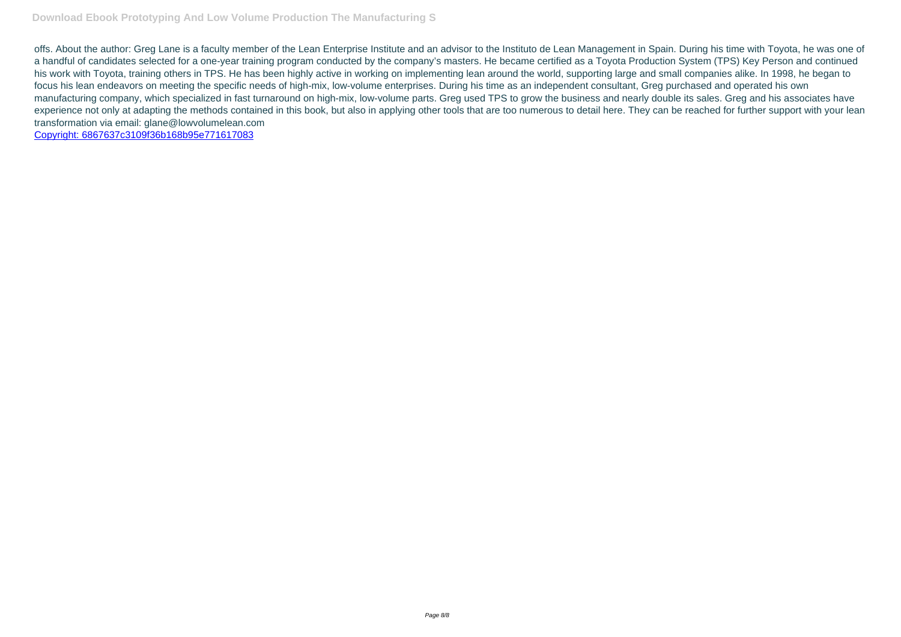offs. About the author: Greg Lane is a faculty member of the Lean Enterprise Institute and an advisor to the Instituto de Lean Management in Spain. During his time with Toyota, he was one of a handful of candidates selected for a one-year training program conducted by the company's masters. He became certified as a Toyota Production System (TPS) Key Person and continued his work with Toyota, training others in TPS. He has been highly active in working on implementing lean around the world, supporting large and small companies alike. In 1998, he began to focus his lean endeavors on meeting the specific needs of high-mix, low-volume enterprises. During his time as an independent consultant, Greg purchased and operated his own manufacturing company, which specialized in fast turnaround on high-mix, low-volume parts. Greg used TPS to grow the business and nearly double its sales. Greg and his associates have experience not only at adapting the methods contained in this book, but also in applying other tools that are too numerous to detail here. They can be reached for further support with your lean transformation via email: glane@lowvolumelean.com

Copyright: 6867637c3109f36b168b95e771617083